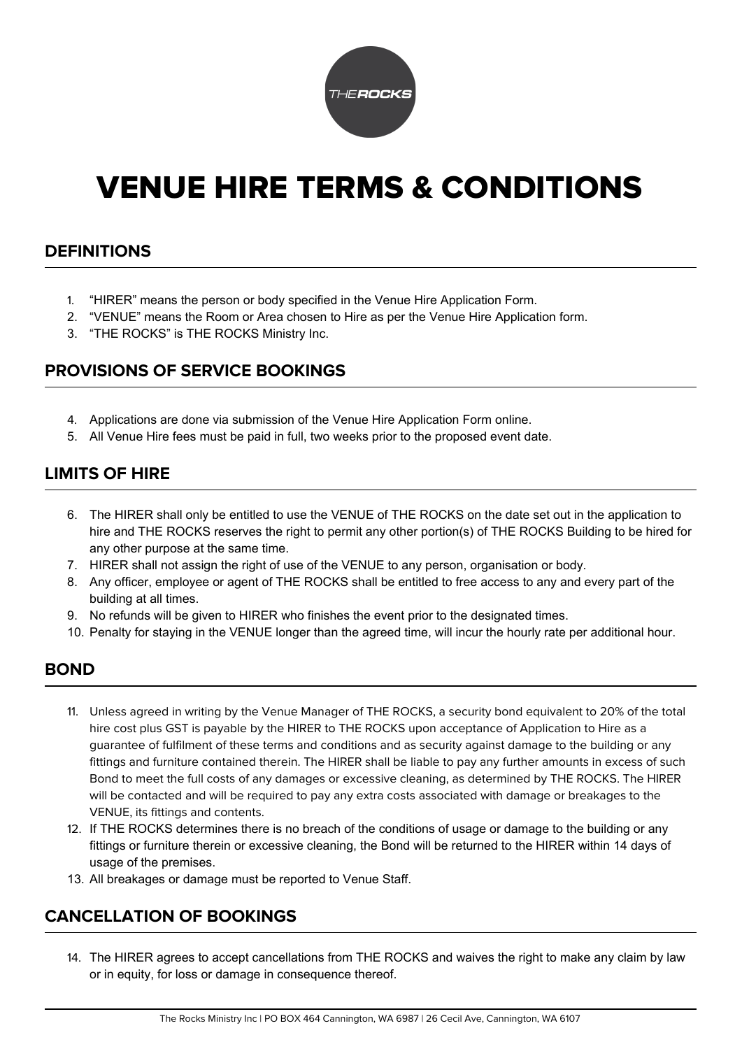# VENUE HIRE TERMS & CONDITIONS

## DEFINITIONS

1. "HIRER" means the person or body specified in the Venue Hire Application Form.
2. "VENUE" means the Room or Area chosen to Hire as per the Venue Hire Application form.
3. "THE ROCKS" is THE ROCKS Ministry Inc.

## PROVISIONS OF SERVICE BOOKINGS

4. Applications are done via submission of the Venue Hire Application Form online.
5. All Venue Hire fees must be paid in full, two weeks prior to the proposed event date.

## LIMITS OF HIRE

6. The HIRER shall only be entitled to use the VENUE of THE ROCKS on the date set out in the application to hire and THE ROCKS reserves the right to permit any other portion(s) of THE ROCKS Building to be hired for any other purpose at the same time.
7. HIRER shall not assign the right of use of the VENUE to any person, organisation or body.
8. Any officer, employee or agent of THE ROCKS shall be entitled to free access to any and every part of the building at all times.
9. No refunds will be given to HIRER who finishes the event prior to the designated times.
10. Penalty for staying in the VENUE longer than the agreed time, will incur the hourly rate per additional hour.

## BOND

11. Unless agreed in writing by the Venue Manager of THE ROCKS, a security bond equivalent to 20% of the total hire cost plus GST is payable by the HIRER to THE ROCKS upon acceptance of Application to Hire as a guarantee of fulfilment of these terms and conditions and as security against damage to the building or any fittings and furniture contained therein. The HIRER shall be liable to pay any further amounts in excess of such Bond to meet the full costs of any damages or excessive cleaning, as determined by THE ROCKS. The HIRER will be contacted and will be required to pay any extra costs associated with damage or breakages to the VENUE, its fittings and contents.
12. If THE ROCKS determines there is no breach of the conditions of usage or damage to the building or any fittings or furniture therein or excessive cleaning, the Bond will be returned to the HIRER within 14 days of usage of the premises.
13. All breakages or damage must be reported to Venue Staff.

## CANCELLATION OF BOOKINGS

14. The HIRER agrees to accept cancellations from THE ROCKS and waives the right to make any claim by law or in equity, for loss or damage in consequence thereof.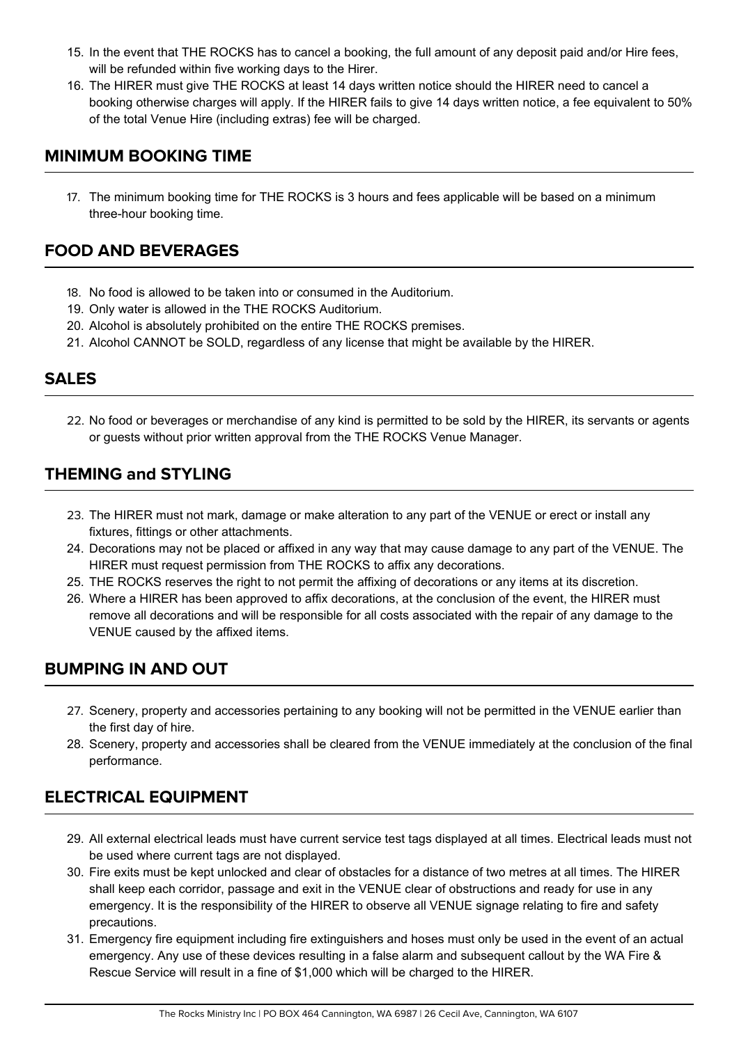15. In the event that THE ROCKS has to cancel a booking, the full amount of any deposit paid and/or Hire fees, will be refunded within five working days to the Hirer.
16. The HIRER must give THE ROCKS at least 14 days written notice should the HIRER need to cancel a booking otherwise charges will apply. If the HIRER fails to give 14 days written notice, a fee equivalent to 50% of the total Venue Hire (including extras) fee will be charged.

## MINIMUM BOOKING TIME

17. The minimum booking time for THE ROCKS is 3 hours and fees applicable will be based on a minimum three-hour booking time.

## FOOD AND BEVERAGES

18. No food is allowed to be taken into or consumed in the Auditorium.
19. Only water is allowed in the THE ROCKS Auditorium.
20. Alcohol is absolutely prohibited on the entire THE ROCKS premises.
21. Alcohol CANNOT be SOLD, regardless of any license that might be available by the HIRER.

## SALES

22. No food or beverages or merchandise of any kind is permitted to be sold by the HIRER, its servants or agents or guests without prior written approval from the THE ROCKS Venue Manager.

## THEMING and STYLING

23. The HIRER must not mark, damage or make alteration to any part of the VENUE or erect or install any fixtures, fittings or other attachments.
24. Decorations may not be placed or affixed in any way that may cause damage to any part of the VENUE. The HIRER must request permission from THE ROCKS to affix any decorations.
25. THE ROCKS reserves the right to not permit the affixing of decorations or any items at its discretion.
26. Where a HIRER has been approved to affix decorations, at the conclusion of the event, the HIRER must remove all decorations and will be responsible for all costs associated with the repair of any damage to the VENUE caused by the affixed items.

## BUMPING IN AND OUT

27. Scenery, property and accessories pertaining to any booking will not be permitted in the VENUE earlier than the first day of hire.
28. Scenery, property and accessories shall be cleared from the VENUE immediately at the conclusion of the final performance.

## ELECTRICAL EQUIPMENT

29. All external electrical leads must have current service test tags displayed at all times. Electrical leads must not be used where current tags are not displayed.
30. Fire exits must be kept unlocked and clear of obstacles for a distance of two metres at all times. The HIRER shall keep each corridor, passage and exit in the VENUE clear of obstructions and ready for use in any emergency. It is the responsibility of the HIRER to observe all VENUE signage relating to fire and safety precautions.
31. Emergency fire equipment including fire extinguishers and hoses must only be used in the event of an actual emergency. Any use of these devices resulting in a false alarm and subsequent callout by the WA Fire & Rescue Service will result in a fine of $1,000 which will be charged to the HIRER.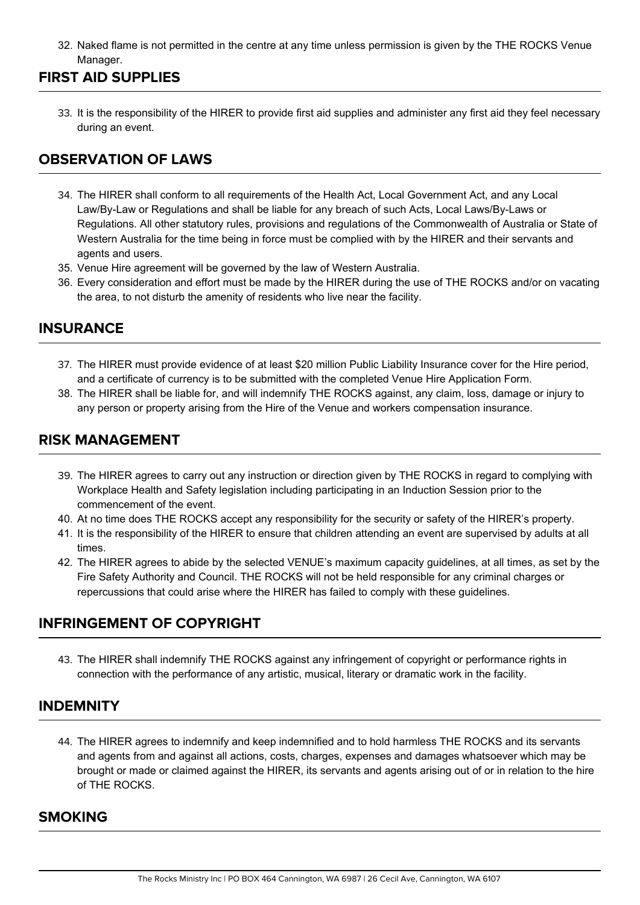32. Naked flame is not permitted in the centre at any time unless permission is given by the THE ROCKS Venue Manager.

## FIRST AID SUPPLIES

33. It is the responsibility of the HIRER to provide first aid supplies and administer any first aid they feel necessary during an event.

## OBSERVATION OF LAWS

34. The HIRER shall conform to all requirements of the Health Act, Local Government Act, and any Local Law/By-Law or Regulations and shall be liable for any breach of such Acts, Local Laws/By-Laws or Regulations. All other statutory rules, provisions and regulations of the Commonwealth of Australia or State of Western Australia for the time being in force must be complied with by the HIRER and their servants and agents and users.
35. Venue Hire agreement will be governed by the law of Western Australia.
36. Every consideration and effort must be made by the HIRER during the use of THE ROCKS and/or on vacating the area, to not disturb the amenity of residents who live near the facility.

## INSURANCE

37. The HIRER must provide evidence of at least $20 million Public Liability Insurance cover for the Hire period, and a certificate of currency is to be submitted with the completed Venue Hire Application Form.
38. The HIRER shall be liable for, and will indemnify THE ROCKS against, any claim, loss, damage or injury to any person or property arising from the Hire of the Venue and workers compensation insurance.

## RISK MANAGEMENT

39. The HIRER agrees to carry out any instruction or direction given by THE ROCKS in regard to complying with Workplace Health and Safety legislation including participating in an Induction Session prior to the commencement of the event.
40. At no time does THE ROCKS accept any responsibility for the security or safety of the HIRER's property.
41. It is the responsibility of the HIRER to ensure that children attending an event are supervised by adults at all times.
42. The HIRER agrees to abide by the selected VENUE's maximum capacity guidelines, at all times, as set by the Fire Safety Authority and Council. THE ROCKS will not be held responsible for any criminal charges or repercussions that could arise where the HIRER has failed to comply with these guidelines.

## INFRINGEMENT OF COPYRIGHT

43. The HIRER shall indemnify THE ROCKS against any infringement of copyright or performance rights in connection with the performance of any artistic, musical, literary or dramatic work in the facility.

## INDEMNITY

44. The HIRER agrees to indemnify and keep indemnified and to hold harmless THE ROCKS and its servants and agents from and against all actions, costs, charges, expenses and damages whatsoever which may be brought or made or claimed against the HIRER, its servants and agents arising out of or in relation to the hire of THE ROCKS.

## SMOKING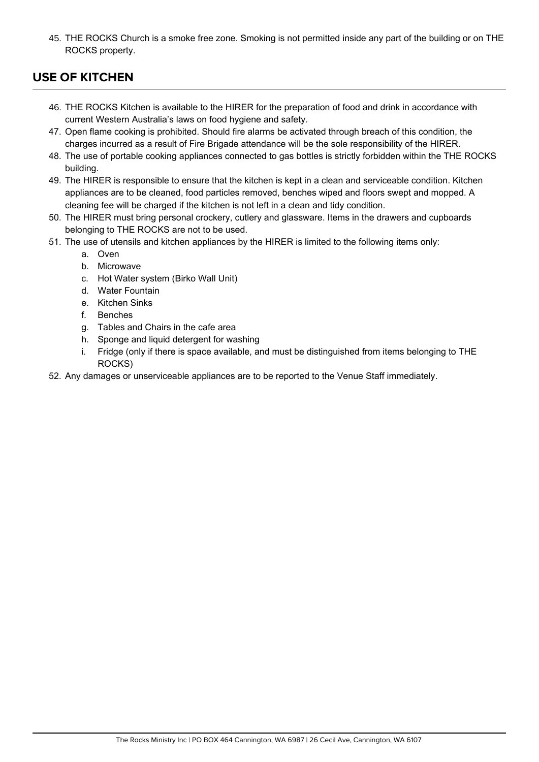45. THE ROCKS Church is a smoke free zone. Smoking is not permitted inside any part of the building or on THE ROCKS property.

## USE OF KITCHEN

46. THE ROCKS Kitchen is available to the HIRER for the preparation of food and drink in accordance with current Western Australia's laws on food hygiene and safety.
47. Open flame cooking is prohibited. Should fire alarms be activated through breach of this condition, the charges incurred as a result of Fire Brigade attendance will be the sole responsibility of the HIRER.
48. The use of portable cooking appliances connected to gas bottles is strictly forbidden within the THE ROCKS building.
49. The HIRER is responsible to ensure that the kitchen is kept in a clean and serviceable condition. Kitchen appliances are to be cleaned, food particles removed, benches wiped and floors swept and mopped. A cleaning fee will be charged if the kitchen is not left in a clean and tidy condition.
50. The HIRER must bring personal crockery, cutlery and glassware. Items in the drawers and cupboards belonging to THE ROCKS are not to be used.
51. The use of utensils and kitchen appliances by the HIRER is limited to the following items only:
    a. Oven
    b. Microwave
    c. Hot Water system (Birko Wall Unit)
    d. Water Fountain
    e. Kitchen Sinks
    f. Benches
    g. Tables and Chairs in the cafe area
    h. Sponge and liquid detergent for washing
    i. Fridge (only if there is space available, and must be distinguished from items belonging to THE ROCKS)
52. Any damages or unserviceable appliances are to be reported to the Venue Staff immediately.